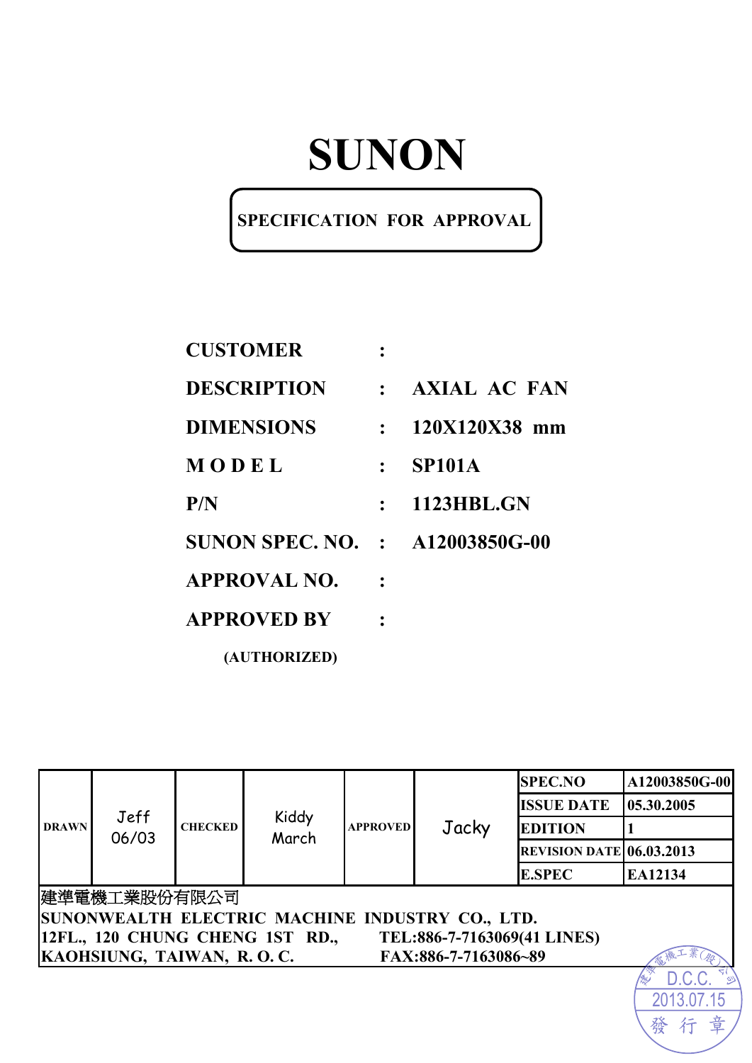# SUNON

## SPECIFICATION FOR APPROVAL

| | | |
|---|---|---|
| **CUSTOMER** | : | |
| **DESCRIPTION** | : | **AXIAL AC FAN** |
| **DIMENSIONS** | : | **120X120X38 mm** |
| **MODEL** | : | **SP101A** |
| **P/N** | : | **1123HBL.GN** |
| **SUNON SPEC. NO.** | : | **A12003850G-00** |
| **APPROVAL NO.** | : | |
| **APPROVED BY** | : | |

**(AUTHORIZED)**

| DRAWN | Jeff 06/03 | CHECKED | Kiddy March | APPROVED | Jacky | SPEC.NO | A12003850G-00 |
|---|---|---|---|---|---|---|---|
| | | | | | | ISSUE DATE | 05.30.2005 |
| | | | | | | EDITION | 1 |
| | | | | | | REVISION DATE | 06.03.2013 |
| | | | | | | E.SPEC | EA12134 |

建準電機工業股份有限公司
**SUNONWEALTH ELECTRIC MACHINE INDUSTRY CO., LTD.**
**12FL., 120 CHUNG CHENG 1ST RD., TEL:886-7-7163069(41 LINES)**
**KAOHSIUNG, TAIWAN, R. O. C. FAX:886-7-7163086~89**

建準電機工業(股)公司 D.C.C. 2013.07.15 發行章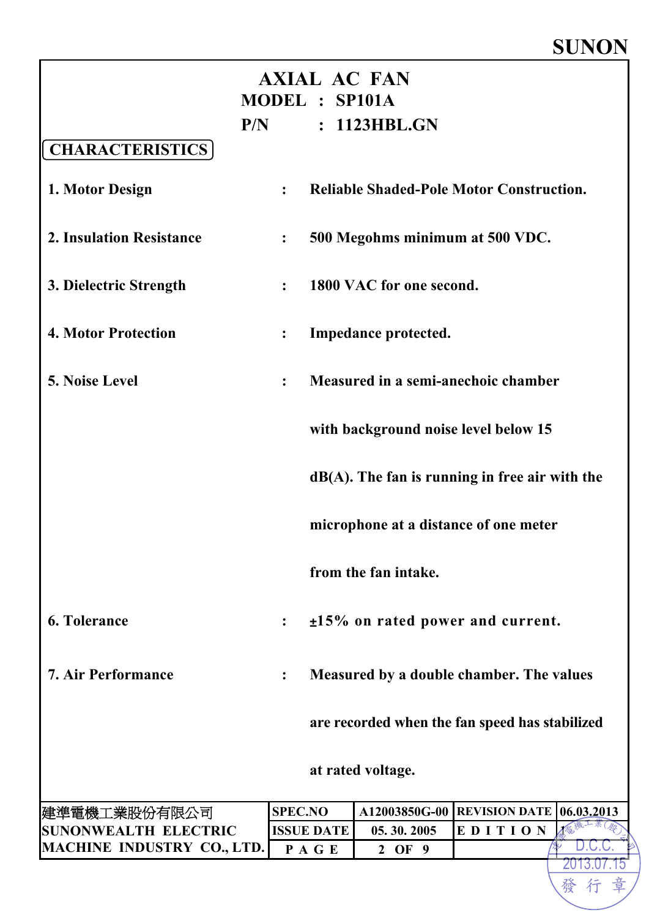SUNON

# AXIAL AC FAN

**MODEL : SP101A**

**P/N : 1123HBL.GN**

## CHARACTERISTICS

| | | |
|---|---|---|
| 1. Motor Design | : | Reliable Shaded-Pole Motor Construction. |
| 2. Insulation Resistance | : | 500 Megohms minimum at 500 VDC. |
| 3. Dielectric Strength | : | 1800 VAC for one second. |
| 4. Motor Protection | : | Impedance protected. |
| 5. Noise Level | : | Measured in a semi-anechoic chamber with background noise level below 15 dB(A). The fan is running in free air with the microphone at a distance of one meter from the fan intake. |
| 6. Tolerance | : | ±15% on rated power and current. |
| 7. Air Performance | : | Measured by a double chamber. The values are recorded when the fan speed has stabilized at rated voltage. |

| 建準電機工業股份有限公司 SUNONWEALTH ELECTRIC MACHINE INDUSTRY CO., LTD. | SPEC.NO | A12003850G-00 | REVISION DATE | 06.03.2013 |
|---|---|---|---|---|
| | ISSUE DATE | 05. 30. 2005 | EDITION | 1 |
| | PAGE | 2 OF 9 | | |

建準電機工業(股)公司 D.C.C. 2013.07.15 發行章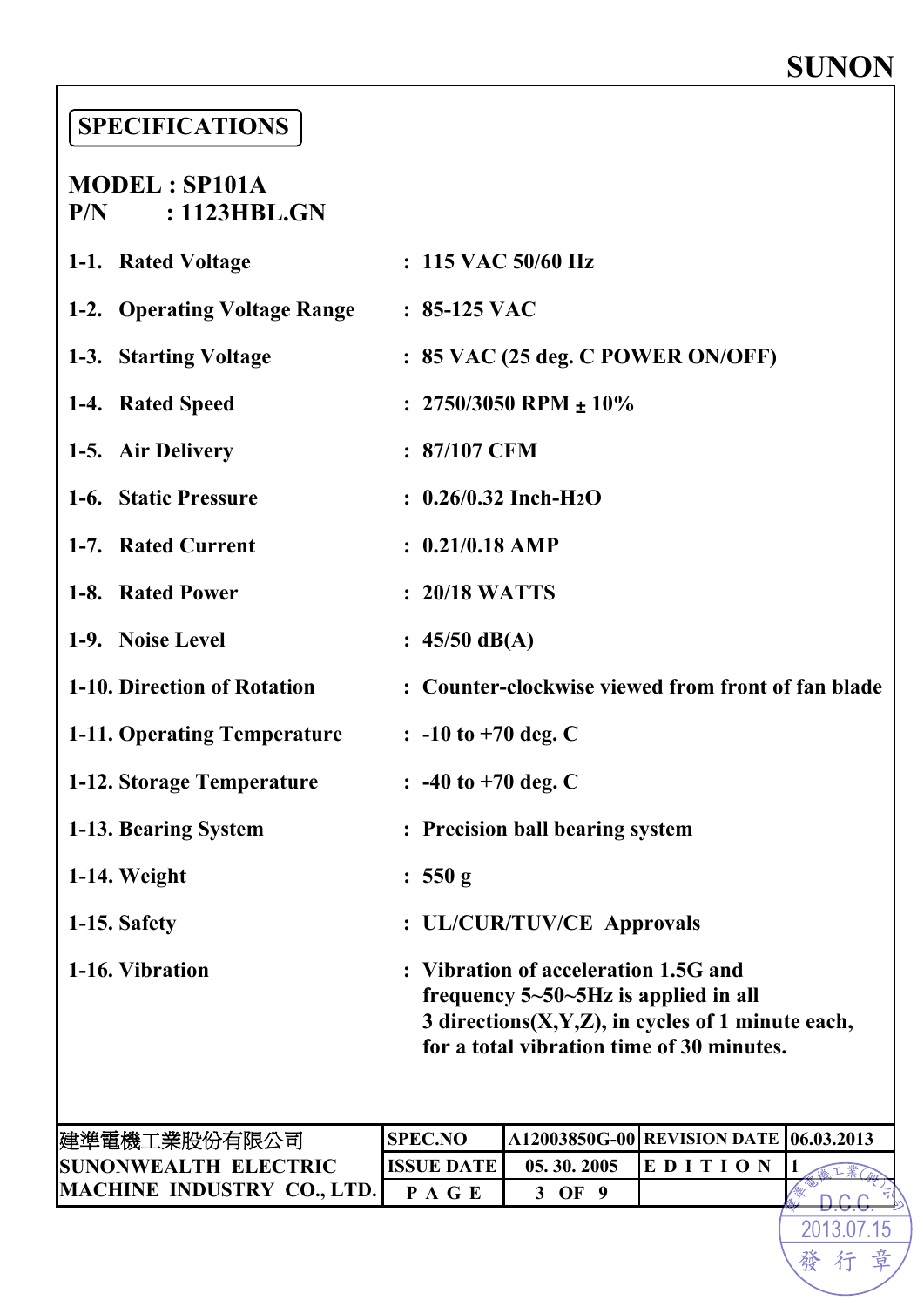**SUNON**

## SPECIFICATIONS

**MODEL : SP101A**
**P/N : 1123HBL.GN**

| | | |
|---|---|---|
| 1-1. | Rated Voltage | : 115 VAC 50/60 Hz |
| 1-2. | Operating Voltage Range | : 85-125 VAC |
| 1-3. | Starting Voltage | : 85 VAC (25 deg. C POWER ON/OFF) |
| 1-4. | Rated Speed | : 2750/3050 RPM ± 10% |
| 1-5. | Air Delivery | : 87/107 CFM |
| 1-6. | Static Pressure | : 0.26/0.32 Inch-$H_2O$ |
| 1-7. | Rated Current | : 0.21/0.18 AMP |
| 1-8. | Rated Power | : 20/18 WATTS |
| 1-9. | Noise Level | : 45/50 dB(A) |
| 1-10. | Direction of Rotation | : Counter-clockwise viewed from front of fan blade |
| 1-11. | Operating Temperature | : -10 to +70 deg. C |
| 1-12. | Storage Temperature | : -40 to +70 deg. C |
| 1-13. | Bearing System | : Precision ball bearing system |
| 1-14. | Weight | : 550 g |
| 1-15. | Safety | : UL/CUR/TUV/CE Approvals |
| 1-16. | Vibration | : Vibration of acceleration 1.5G and frequency 5~50~5Hz is applied in all 3 directions(X,Y,Z), in cycles of 1 minute each, for a total vibration time of 30 minutes. |

| 建準電機工業股份有限公司 SUNONWEALTH ELECTRIC MACHINE INDUSTRY CO., LTD. | SPEC.NO | A12003850G-00 | REVISION DATE | 06.03.2013 |
|---|---|---|---|---|
| | ISSUE DATE | 05. 30. 2005 | EDITION | 1 |
| | PAGE | 3 OF 9 | | |

建準電機工業(股)公司 D.C.C. 2013.07.15 發行章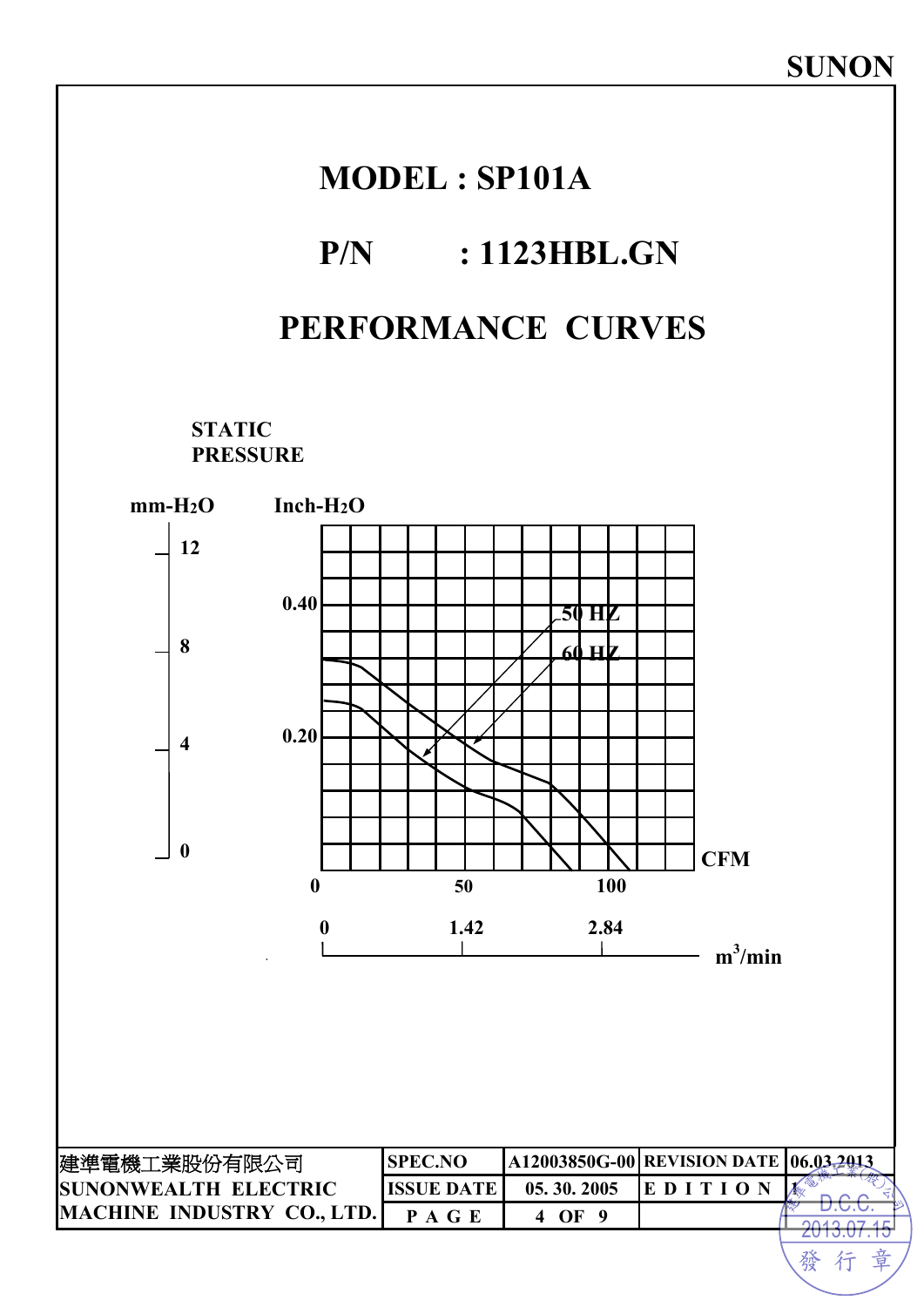**SUNON**

# MODEL : SP101A

## P/N : 1123HBL.GN

## PERFORMANCE CURVES

STATIC PRESSURE

mm-$H_2O$ Inch-$H_2O$

12
0.40
8
4
0.20
0

50 HZ
60 HZ

CFM

0 50 100

0 1.42 2.84

$m^3$/min

| 建準電機工業股份有限公司 | SPEC.NO | A12003850G-00 | REVISION DATE | 06.03.2013 |
|---|---|---|---|---|
| SUNONWEALTH ELECTRIC | ISSUE DATE | 05. 30. 2005 | E D I T I O N | |
| MACHINE INDUSTRY CO., LTD. | P A G E | 4 OF 9 | | |

建準電機工業(股)公司 D.C.C. 2013.07.15 發行章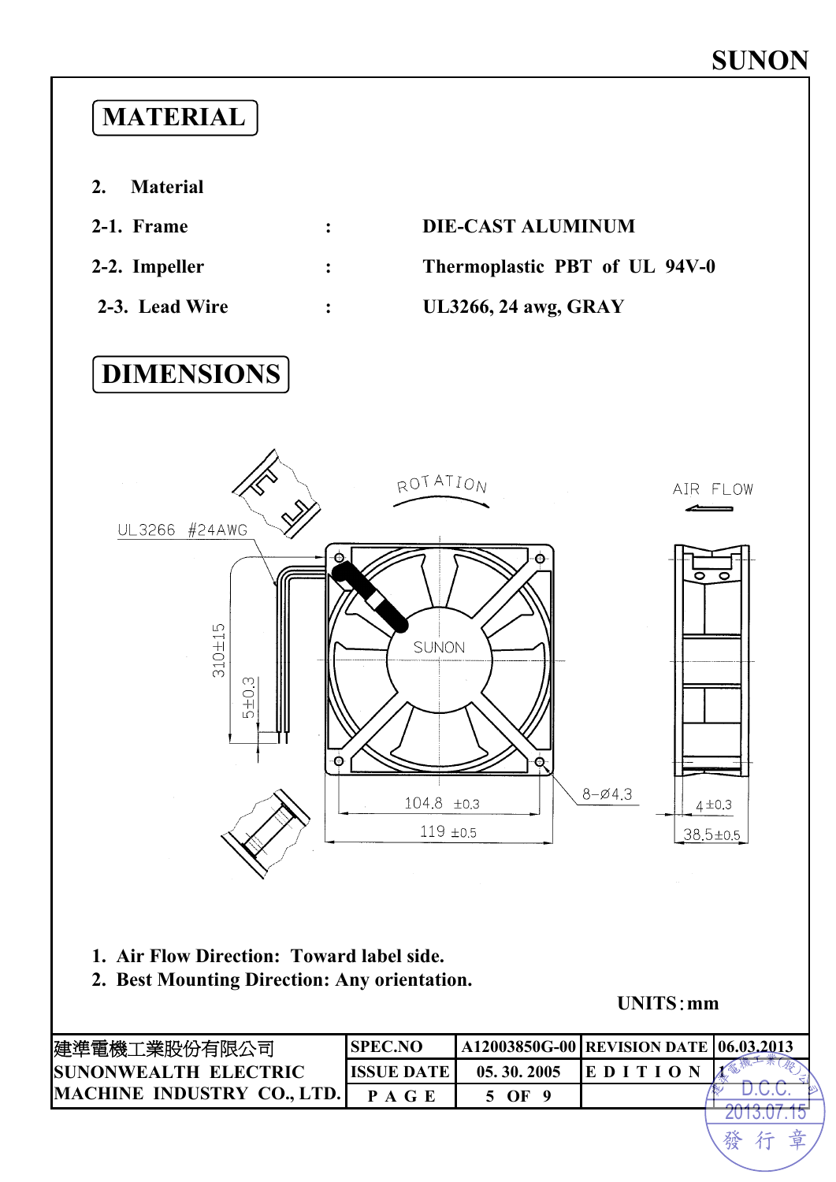# MATERIAL

**2. Material**

| | | |
|---|---|---|
| **2-1. Frame** | : | **DIE-CAST ALUMINUM** |
| **2-2. Impeller** | : | **Thermoplastic PBT of UL 94V-0** |
| **2-3. Lead Wire** | : | **UL3266, 24 awg, GRAY** |

# DIMENSIONS

1. **Air Flow Direction: Toward label side.**
2. **Best Mounting Direction: Any orientation.**

**UNITS : mm**

| 建準電機工業股份有限公司 | SPEC.NO | A12003850G-00 | REVISION DATE | 06.03.2013 |
|---|---|---|---|---|
| SUNONWEALTH ELECTRIC | ISSUE DATE | 05. 30. 2005 | EDITION | 1 |
| MACHINE INDUSTRY CO., LTD. | PAGE | 5 OF 9 | | |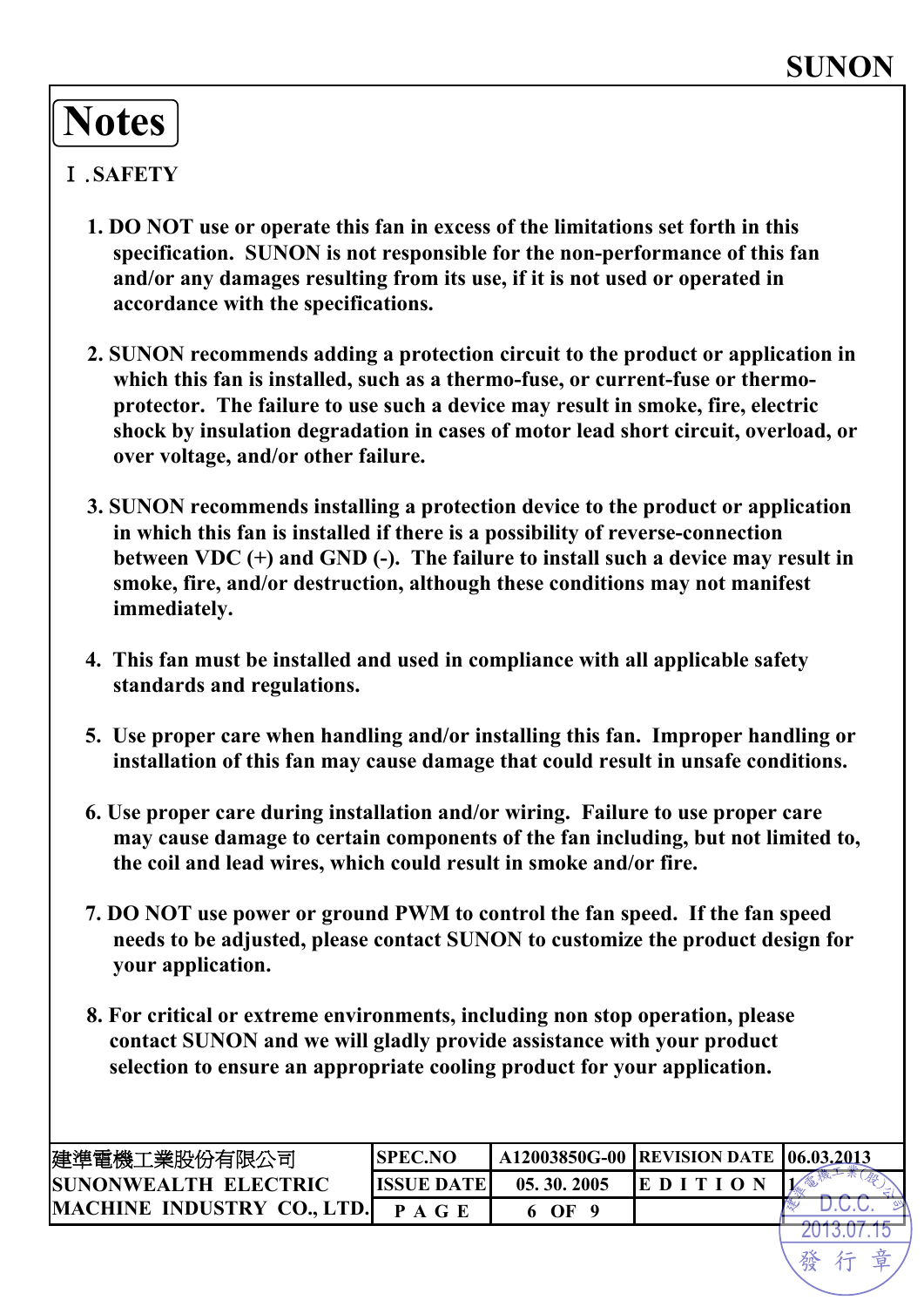# Notes

## Ⅰ.SAFETY

1. DO NOT use or operate this fan in excess of the limitations set forth in this specification. SUNON is not responsible for the non-performance of this fan and/or any damages resulting from its use, if it is not used or operated in accordance with the specifications.

2. SUNON recommends adding a protection circuit to the product or application in which this fan is installed, such as a thermo-fuse, or current-fuse or thermo-protector. The failure to use such a device may result in smoke, fire, electric shock by insulation degradation in cases of motor lead short circuit, overload, or over voltage, and/or other failure.

3. SUNON recommends installing a protection device to the product or application in which this fan is installed if there is a possibility of reverse-connection between VDC (+) and GND (-). The failure to install such a device may result in smoke, fire, and/or destruction, although these conditions may not manifest immediately.

4. This fan must be installed and used in compliance with all applicable safety standards and regulations.

5. Use proper care when handling and/or installing this fan. Improper handling or installation of this fan may cause damage that could result in unsafe conditions.

6. Use proper care during installation and/or wiring. Failure to use proper care may cause damage to certain components of the fan including, but not limited to, the coil and lead wires, which could result in smoke and/or fire.

7. DO NOT use power or ground PWM to control the fan speed. If the fan speed needs to be adjusted, please contact SUNON to customize the product design for your application.

8. For critical or extreme environments, including non stop operation, please contact SUNON and we will gladly provide assistance with your product selection to ensure an appropriate cooling product for your application.

| 建準電機工業股份有限公司 SUNONWEALTH ELECTRIC MACHINE INDUSTRY CO., LTD. | SPEC.NO | A12003850G-00 | REVISION DATE | 06.03.2013 |
|---|---|---|---|---|
| | ISSUE DATE | 05. 30. 2005 | EDITION | 1 |
| | PAGE | 6 OF 9 | | |

建準電機工業(股)公司 D.C.C. 2013.07.15 發行章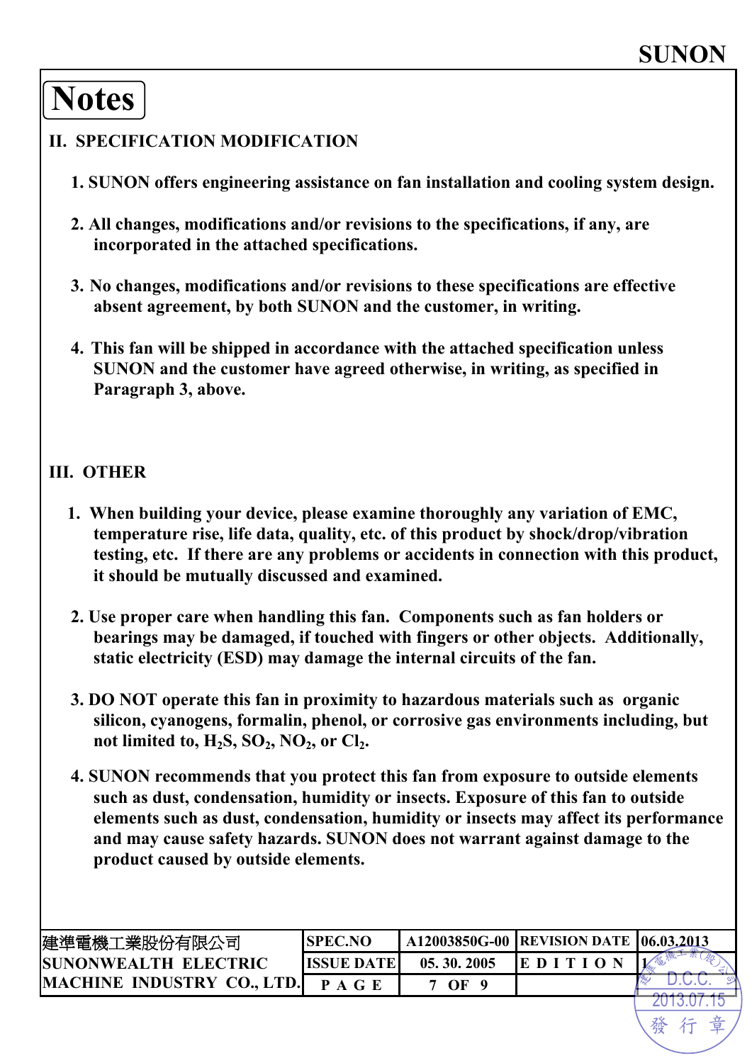# Notes

## II. SPECIFICATION MODIFICATION

1. SUNON offers engineering assistance on fan installation and cooling system design.

2. All changes, modifications and/or revisions to the specifications, if any, are incorporated in the attached specifications.

3. No changes, modifications and/or revisions to these specifications are effective absent agreement, by both SUNON and the customer, in writing.

4. This fan will be shipped in accordance with the attached specification unless SUNON and the customer have agreed otherwise, in writing, as specified in Paragraph 3, above.

## III. OTHER

1. When building your device, please examine thoroughly any variation of EMC, temperature rise, life data, quality, etc. of this product by shock/drop/vibration testing, etc. If there are any problems or accidents in connection with this product, it should be mutually discussed and examined.

2. Use proper care when handling this fan. Components such as fan holders or bearings may be damaged, if touched with fingers or other objects. Additionally, static electricity (ESD) may damage the internal circuits of the fan.

3. DO NOT operate this fan in proximity to hazardous materials such as organic silicon, cyanogens, formalin, phenol, or corrosive gas environments including, but not limited to, $H_2S$, $SO_2$, $NO_2$, or $Cl_2$.

4. SUNON recommends that you protect this fan from exposure to outside elements such as dust, condensation, humidity or insects. Exposure of this fan to outside elements such as dust, condensation, humidity or insects may affect its performance and may cause safety hazards. SUNON does not warrant against damage to the product caused by outside elements.

| 建準電機工業股份有限公司 SUNONWEALTH ELECTRIC MACHINE INDUSTRY CO., LTD. | SPEC.NO | A12003850G-00 | REVISION DATE | 06.03.2013 |
|---|---|---|---|---|
| | ISSUE DATE | 05. 30. 2005 | EDITION | 1 |
| | PAGE | 7 OF 9 | | |

建準電機工業(股)公司 D.C.C. 2013.07.15 發行章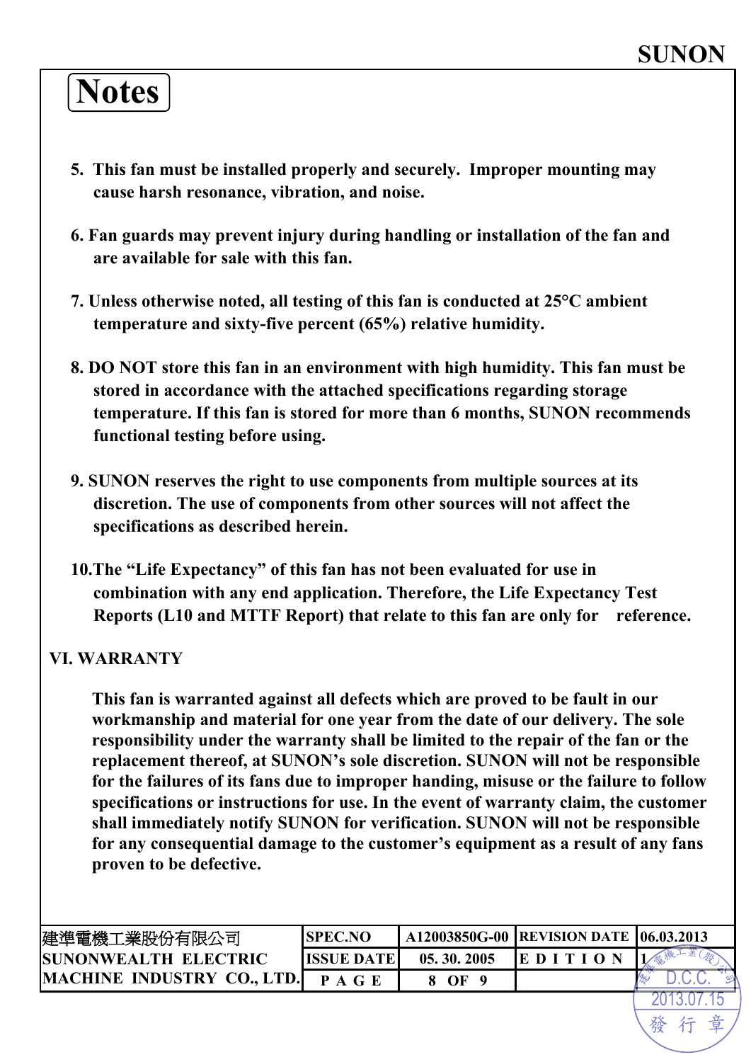# Notes

5. This fan must be installed properly and securely. Improper mounting may cause harsh resonance, vibration, and noise.

6. Fan guards may prevent injury during handling or installation of the fan and are available for sale with this fan.

7. Unless otherwise noted, all testing of this fan is conducted at 25°C ambient temperature and sixty-five percent (65%) relative humidity.

8. DO NOT store this fan in an environment with high humidity. This fan must be stored in accordance with the attached specifications regarding storage temperature. If this fan is stored for more than 6 months, SUNON recommends functional testing before using.

9. SUNON reserves the right to use components from multiple sources at its discretion. The use of components from other sources will not affect the specifications as described herein.

10. The "Life Expectancy" of this fan has not been evaluated for use in combination with any end application. Therefore, the Life Expectancy Test Reports (L10 and MTTF Report) that relate to this fan are only for reference.

## VI. WARRANTY

This fan is warranted against all defects which are proved to be fault in our workmanship and material for one year from the date of our delivery. The sole responsibility under the warranty shall be limited to the repair of the fan or the replacement thereof, at SUNON's sole discretion. SUNON will not be responsible for the failures of its fans due to improper handing, misuse or the failure to follow specifications or instructions for use. In the event of warranty claim, the customer shall immediately notify SUNON for verification. SUNON will not be responsible for any consequential damage to the customer's equipment as a result of any fans proven to be defective.

| 建準電機工業股份有限公司 SUNONWEALTH ELECTRIC MACHINE INDUSTRY CO., LTD. | SPEC.NO | A12003850G-00 | REVISION DATE | 06.03.2013 |
|---|---|---|---|---|
| | ISSUE DATE | 05. 30. 2005 | EDITION | 1 |
| | PAGE | 8 OF 9 | | |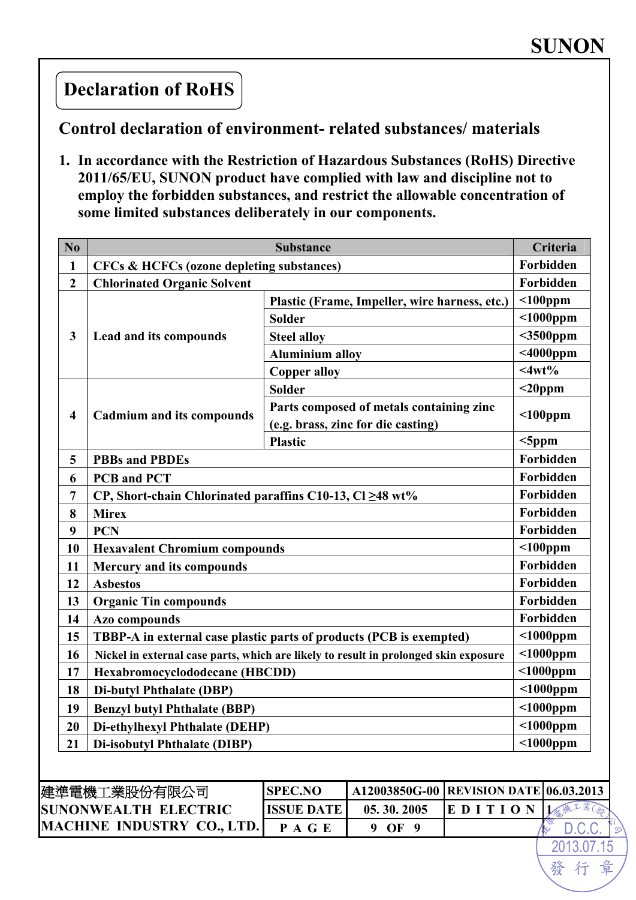## Declaration of RoHS

### Control declaration of environment- related substances/ materials

1. **In accordance with the Restriction of Hazardous Substances (RoHS) Directive 2011/65/EU, SUNON product have complied with law and discipline not to employ the forbidden substances, and restrict the allowable concentration of some limited substances deliberately in our components.**

| No | Substance | | Criteria |
|---|---|---|---|
| 1 | CFCs & HCFCs (ozone depleting substances) | | Forbidden |
| 2 | Chlorinated Organic Solvent | | Forbidden |
| 3 | Lead and its compounds | Plastic (Frame, Impeller, wire harness, etc.) | <100ppm |
| | | Solder | <1000ppm |
| | | Steel alloy | <3500ppm |
| | | Aluminium alloy | <4000ppm |
| | | Copper alloy | <4wt% |
| 4 | Cadmium and its compounds | Solder | <20ppm |
| | | Parts composed of metals containing zinc (e.g. brass, zinc for die casting) | <100ppm |
| | | Plastic | <5ppm |
| 5 | PBBs and PBDEs | | Forbidden |
| 6 | PCB and PCT | | Forbidden |
| 7 | CP, Short-chain Chlorinated paraffins C10-13, Cl ≥48 wt% | | Forbidden |
| 8 | Mirex | | Forbidden |
| 9 | PCN | | Forbidden |
| 10 | Hexavalent Chromium compounds | | <100ppm |
| 11 | Mercury and its compounds | | Forbidden |
| 12 | Asbestos | | Forbidden |
| 13 | Organic Tin compounds | | Forbidden |
| 14 | Azo compounds | | Forbidden |
| 15 | TBBP-A in external case plastic parts of products (PCB is exempted) | | <1000ppm |
| 16 | Nickel in external case parts, which are likely to result in prolonged skin exposure | | <1000ppm |
| 17 | Hexabromocyclododecane (HBCDD) | | <1000ppm |
| 18 | Di-butyl Phthalate (DBP) | | <1000ppm |
| 19 | Benzyl butyl Phthalate (BBP) | | <1000ppm |
| 20 | Di-ethylhexyl Phthalate (DEHP) | | <1000ppm |
| 21 | Di-isobutyl Phthalate (DIBP) | | <1000ppm |

| | | | | | |
|---|---|---|---|---|---|
| 建準電機工業股份有限公司 SUNONWEALTH ELECTRIC MACHINE INDUSTRY CO., LTD. | SPEC.NO | A12003850G-00 | REVISION DATE | 06.03.2013 |
| | ISSUE DATE | 05. 30. 2005 | EDITION | 1 |
| | PAGE | 9 OF 9 | | |

建準電機工業(股)公司 D.C.C. 2013.07.15 發行章